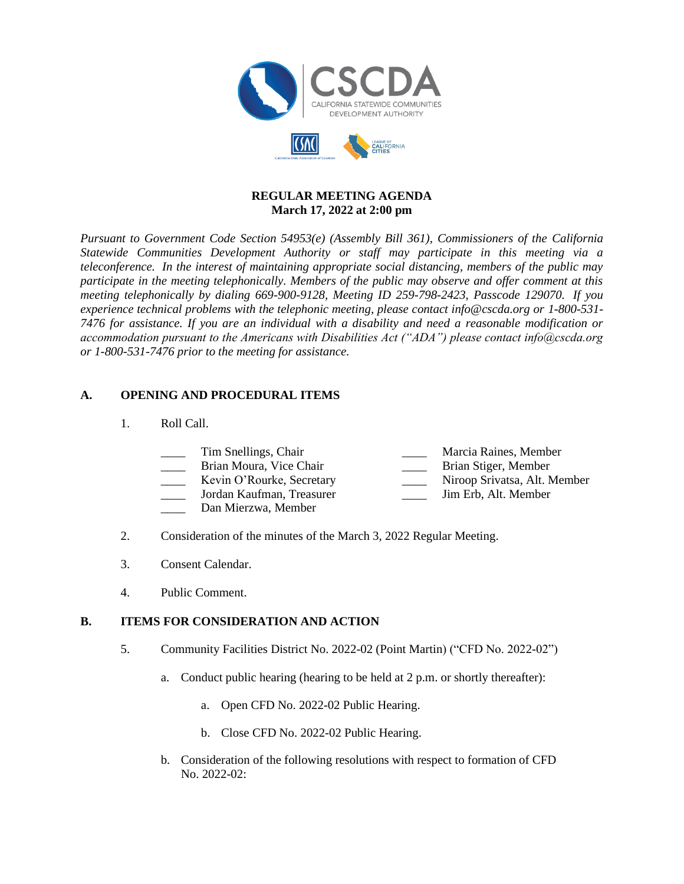# REGULAR MEETING AGENDA
## March 17, 2022 at 2:00 pm

*Pursuant to Government Code Section 54953(e) (Assembly Bill 361), Commissioners of the California Statewide Communities Development Authority or staff may participate in this meeting via a teleconference. In the interest of maintaining appropriate social distancing, members of the public may participate in the meeting telephonically. Members of the public may observe and offer comment at this meeting telephonically by dialing 669-900-9128, Meeting ID 259-798-2423, Passcode 129070. If you experience technical problems with the telephonic meeting, please contact info@cscda.org or 1-800-531-7476 for assistance. If you are an individual with a disability and need a reasonable modification or accommodation pursuant to the Americans with Disabilities Act ("ADA") please contact info@cscda.org or 1-800-531-7476 prior to the meeting for assistance.*

## A. OPENING AND PROCEDURAL ITEMS

1. Roll Call.

   ____ Tim Snellings, Chair
   ____ Brian Moura, Vice Chair
   ____ Kevin O'Rourke, Secretary
   ____ Jordan Kaufman, Treasurer
   ____ Dan Mierzwa, Member
   ____ Marcia Raines, Member
   ____ Brian Stiger, Member
   ____ Niroop Srivatsa, Alt. Member
   ____ Jim Erb, Alt. Member

2. Consideration of the minutes of the March 3, 2022 Regular Meeting.

3. Consent Calendar.

4. Public Comment.

## B. ITEMS FOR CONSIDERATION AND ACTION

5. Community Facilities District No. 2022-02 (Point Martin) ("CFD No. 2022-02")

   a. Conduct public hearing (hearing to be held at 2 p.m. or shortly thereafter):

      a. Open CFD No. 2022-02 Public Hearing.

      b. Close CFD No. 2022-02 Public Hearing.

   b. Consideration of the following resolutions with respect to formation of CFD No. 2022-02: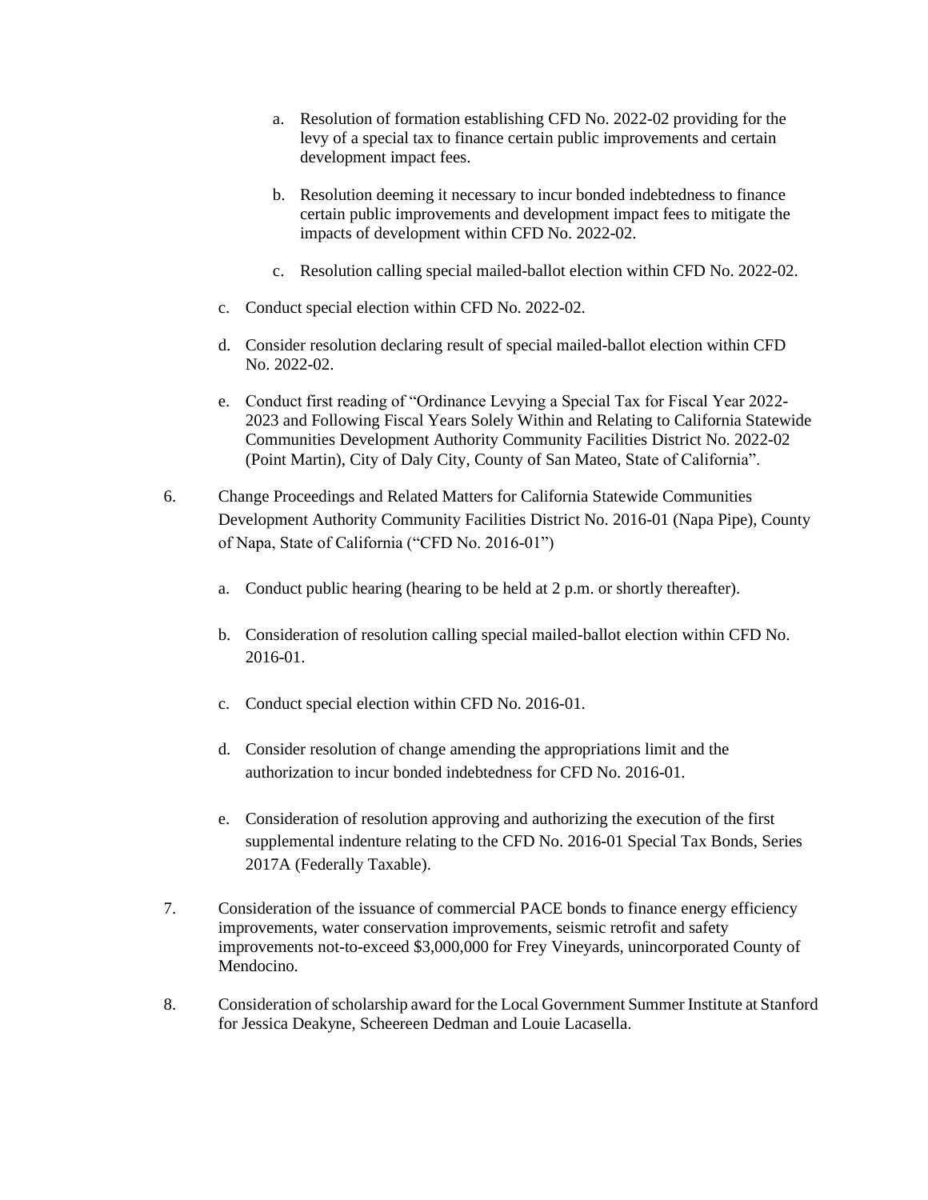a. Resolution of formation establishing CFD No. 2022-02 providing for the levy of a special tax to finance certain public improvements and certain development impact fees.

    b. Resolution deeming it necessary to incur bonded indebtedness to finance certain public improvements and development impact fees to mitigate the impacts of development within CFD No. 2022-02.

    c. Resolution calling special mailed-ballot election within CFD No. 2022-02.

c. Conduct special election within CFD No. 2022-02.

d. Consider resolution declaring result of special mailed-ballot election within CFD No. 2022-02.

e. Conduct first reading of "Ordinance Levying a Special Tax for Fiscal Year 2022-2023 and Following Fiscal Years Solely Within and Relating to California Statewide Communities Development Authority Community Facilities District No. 2022-02 (Point Martin), City of Daly City, County of San Mateo, State of California".

6. Change Proceedings and Related Matters for California Statewide Communities Development Authority Community Facilities District No. 2016-01 (Napa Pipe), County of Napa, State of California ("CFD No. 2016-01")

    a. Conduct public hearing (hearing to be held at 2 p.m. or shortly thereafter).

    b. Consideration of resolution calling special mailed-ballot election within CFD No. 2016-01.

    c. Conduct special election within CFD No. 2016-01.

    d. Consider resolution of change amending the appropriations limit and the authorization to incur bonded indebtedness for CFD No. 2016-01.

    e. Consideration of resolution approving and authorizing the execution of the first supplemental indenture relating to the CFD No. 2016-01 Special Tax Bonds, Series 2017A (Federally Taxable).

7. Consideration of the issuance of commercial PACE bonds to finance energy efficiency improvements, water conservation improvements, seismic retrofit and safety improvements not-to-exceed $3,000,000 for Frey Vineyards, unincorporated County of Mendocino.

8. Consideration of scholarship award for the Local Government Summer Institute at Stanford for Jessica Deakyne, Scheereen Dedman and Louie Lacasella.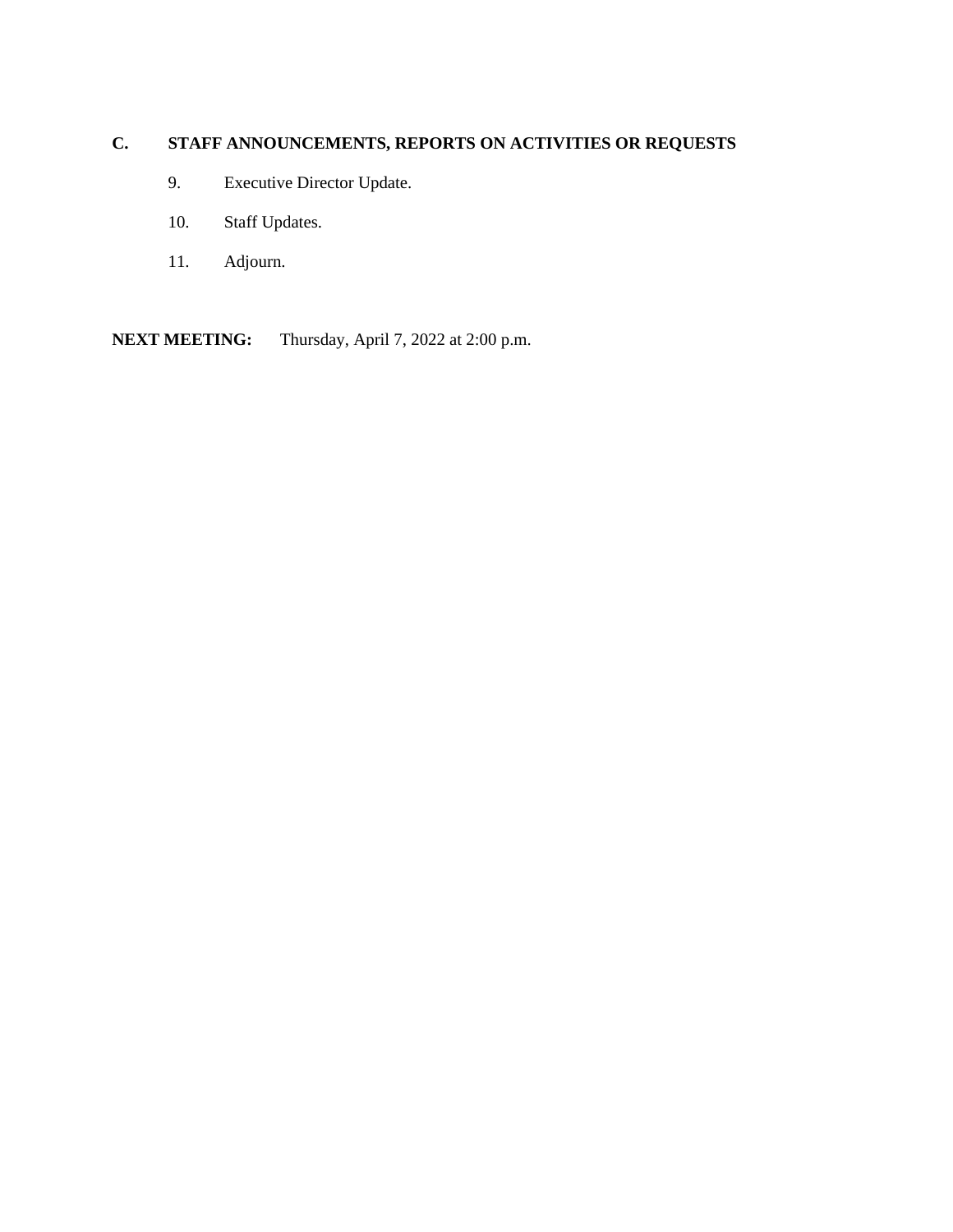## C. STAFF ANNOUNCEMENTS, REPORTS ON ACTIVITIES OR REQUESTS

9. Executive Director Update.

10. Staff Updates.

11. Adjourn.

**NEXT MEETING:** Thursday, April 7, 2022 at 2:00 p.m.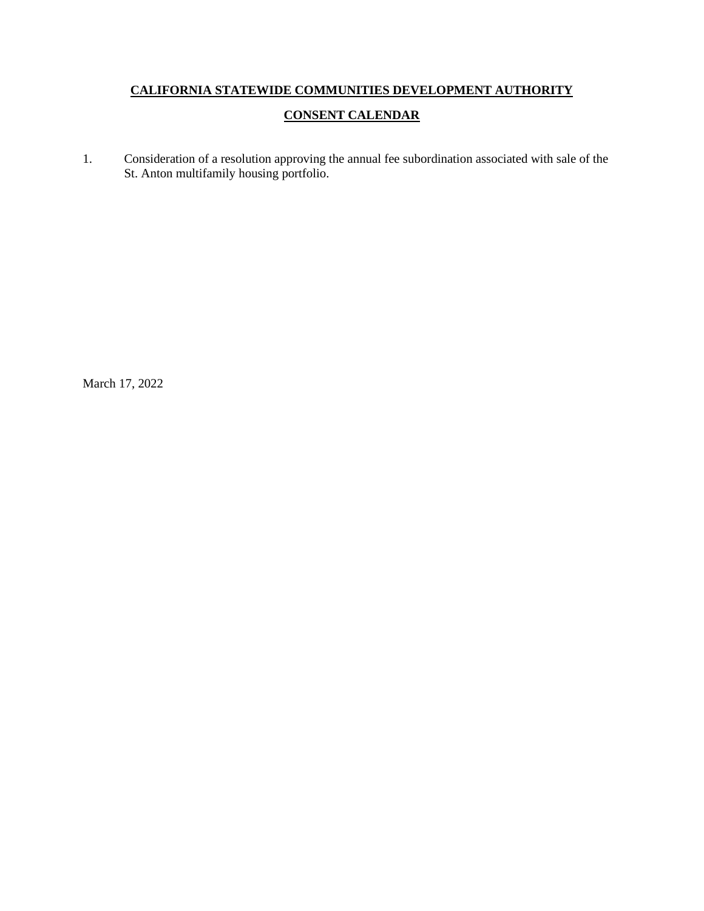# CALIFORNIA STATEWIDE COMMUNITIES DEVELOPMENT AUTHORITY

## CONSENT CALENDAR

1. Consideration of a resolution approving the annual fee subordination associated with sale of the St. Anton multifamily housing portfolio.

March 17, 2022